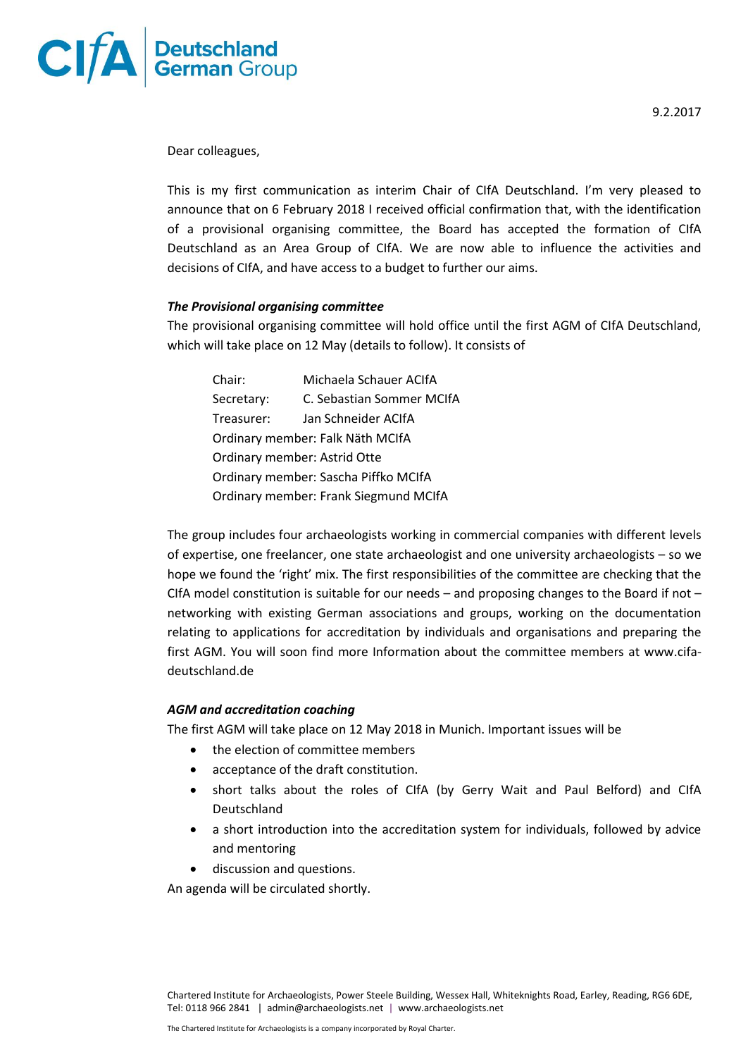CIfA Deutschland German Group

9.2.2017

Dear colleagues,

This is my first communication as interim Chair of CIfA Deutschland. I'm very pleased to announce that on 6 February 2018 I received official confirmation that, with the identification of a provisional organising committee, the Board has accepted the formation of CIfA Deutschland as an Area Group of CIfA. We are now able to influence the activities and decisions of CIfA, and have access to a budget to further our aims.

***The Provisional organising committee***

The provisional organising committee will hold office until the first AGM of CIfA Deutschland, which will take place on 12 May (details to follow). It consists of

Chair: Michaela Schauer ACIfA
Secretary: C. Sebastian Sommer MCIfA
Treasurer: Jan Schneider ACIfA
Ordinary member: Falk Näth MCIfA
Ordinary member: Astrid Otte
Ordinary member: Sascha Piffko MCIfA
Ordinary member: Frank Siegmund MCIfA

The group includes four archaeologists working in commercial companies with different levels of expertise, one freelancer, one state archaeologist and one university archaeologists – so we hope we found the 'right' mix. The first responsibilities of the committee are checking that the CIfA model constitution is suitable for our needs – and proposing changes to the Board if not – networking with existing German associations and groups, working on the documentation relating to applications for accreditation by individuals and organisations and preparing the first AGM. You will soon find more Information about the committee members at www.cifa-deutschland.de

***AGM and accreditation coaching***

The first AGM will take place on 12 May 2018 in Munich. Important issues will be

- the election of committee members
- acceptance of the draft constitution.
- short talks about the roles of CIfA (by Gerry Wait and Paul Belford) and CIfA Deutschland
- a short introduction into the accreditation system for individuals, followed by advice and mentoring
- discussion and questions.

An agenda will be circulated shortly.

Chartered Institute for Archaeologists, Power Steele Building, Wessex Hall, Whiteknights Road, Earley, Reading, RG6 6DE, Tel: 0118 966 2841 | admin@archaeologists.net | www.archaeologists.net

The Chartered Institute for Archaeologists is a company incorporated by Royal Charter.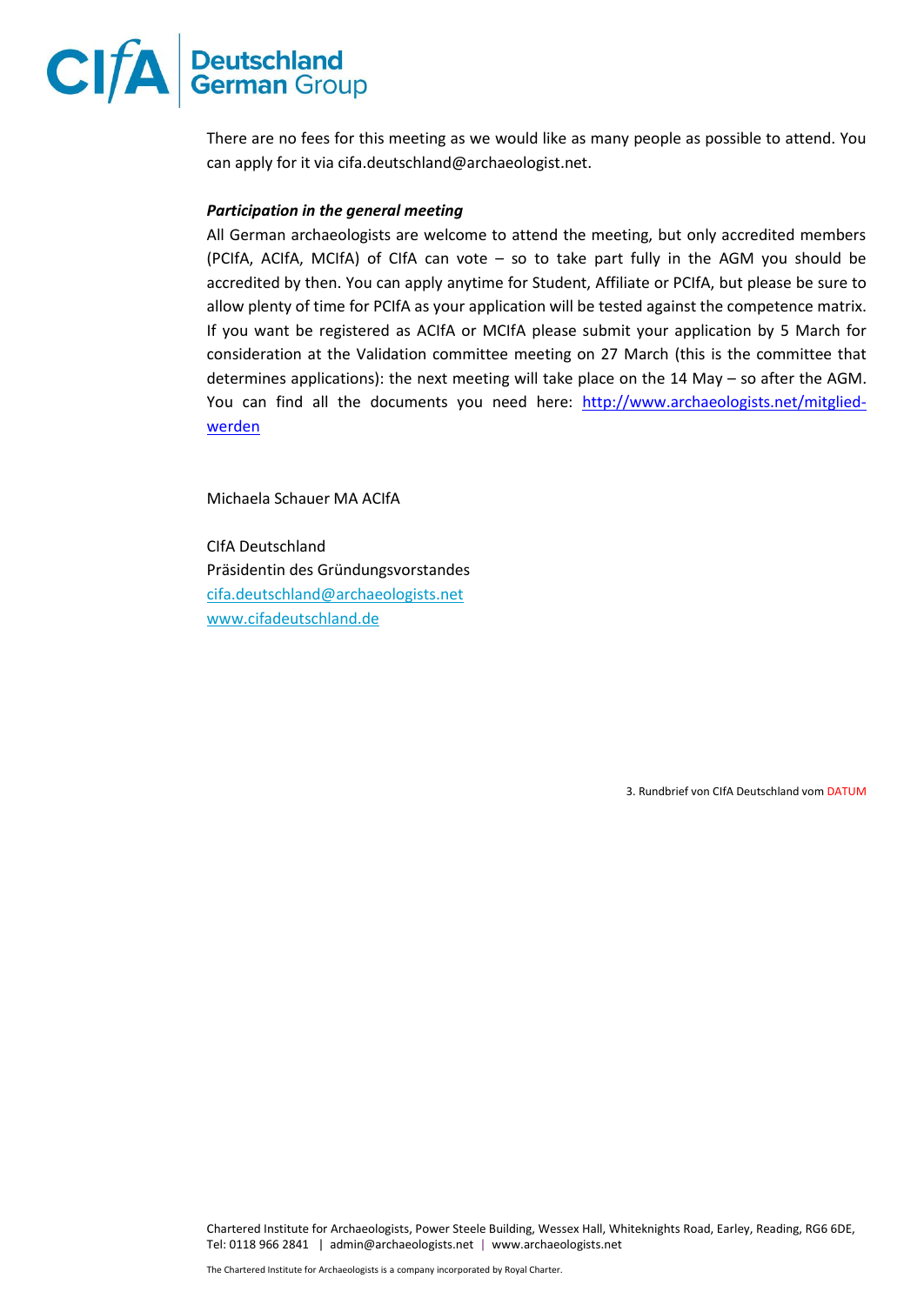There are no fees for this meeting as we would like as many people as possible to attend. You can apply for it via cifa.deutschland@archaeologist.net.

***Participation in the general meeting***

All German archaeologists are welcome to attend the meeting, but only accredited members (PCIfA, ACIfA, MCIfA) of CIfA can vote – so to take part fully in the AGM you should be accredited by then. You can apply anytime for Student, Affiliate or PCIfA, but please be sure to allow plenty of time for PCIfA as your application will be tested against the competence matrix. If you want be registered as ACIfA or MCIfA please submit your application by 5 March for consideration at the Validation committee meeting on 27 March (this is the committee that determines applications): the next meeting will take place on the 14 May – so after the AGM. You can find all the documents you need here: http://www.archaeologists.net/mitglied-werden

Michaela Schauer MA ACIfA

CIfA Deutschland
Präsidentin des Gründungsvorstandes
cifa.deutschland@archaeologists.net
www.cifadeutschland.de

3. Rundbrief von CIfA Deutschland vom DATUM

Chartered Institute for Archaeologists, Power Steele Building, Wessex Hall, Whiteknights Road, Earley, Reading, RG6 6DE,
Tel: 0118 966 2841 | admin@archaeologists.net | www.archaeologists.net

The Chartered Institute for Archaeologists is a company incorporated by Royal Charter.